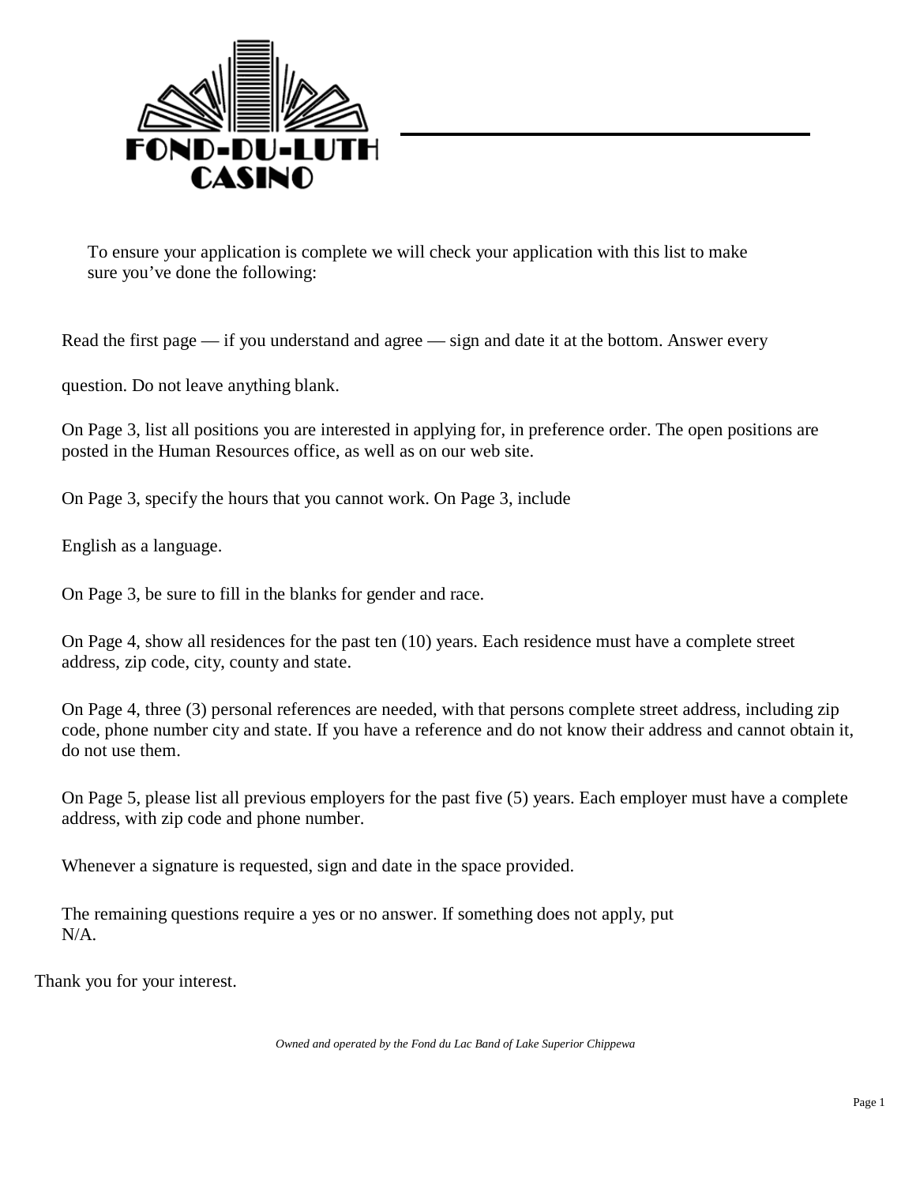# FOND-DU-LUTH CASINO

To ensure your application is complete we will check your application with this list to make sure you've done the following:

Read the first page — if you understand and agree — sign and date it at the bottom. Answer every question. Do not leave anything blank.

On Page 3, list all positions you are interested in applying for, in preference order. The open positions are posted in the Human Resources office, as well as on our web site.

On Page 3, specify the hours that you cannot work. On Page 3, include English as a language.

On Page 3, be sure to fill in the blanks for gender and race.

On Page 4, show all residences for the past ten (10) years. Each residence must have a complete street address, zip code, city, county and state.

On Page 4, three (3) personal references are needed, with that persons complete street address, including zip code, phone number city and state. If you have a reference and do not know their address and cannot obtain it, do not use them.

On Page 5, please list all previous employers for the past five (5) years. Each employer must have a complete address, with zip code and phone number.

Whenever a signature is requested, sign and date in the space provided.

The remaining questions require a yes or no answer. If something does not apply, put N/A.

Thank you for your interest.

*Owned and operated by the Fond du Lac Band of Lake Superior Chippewa*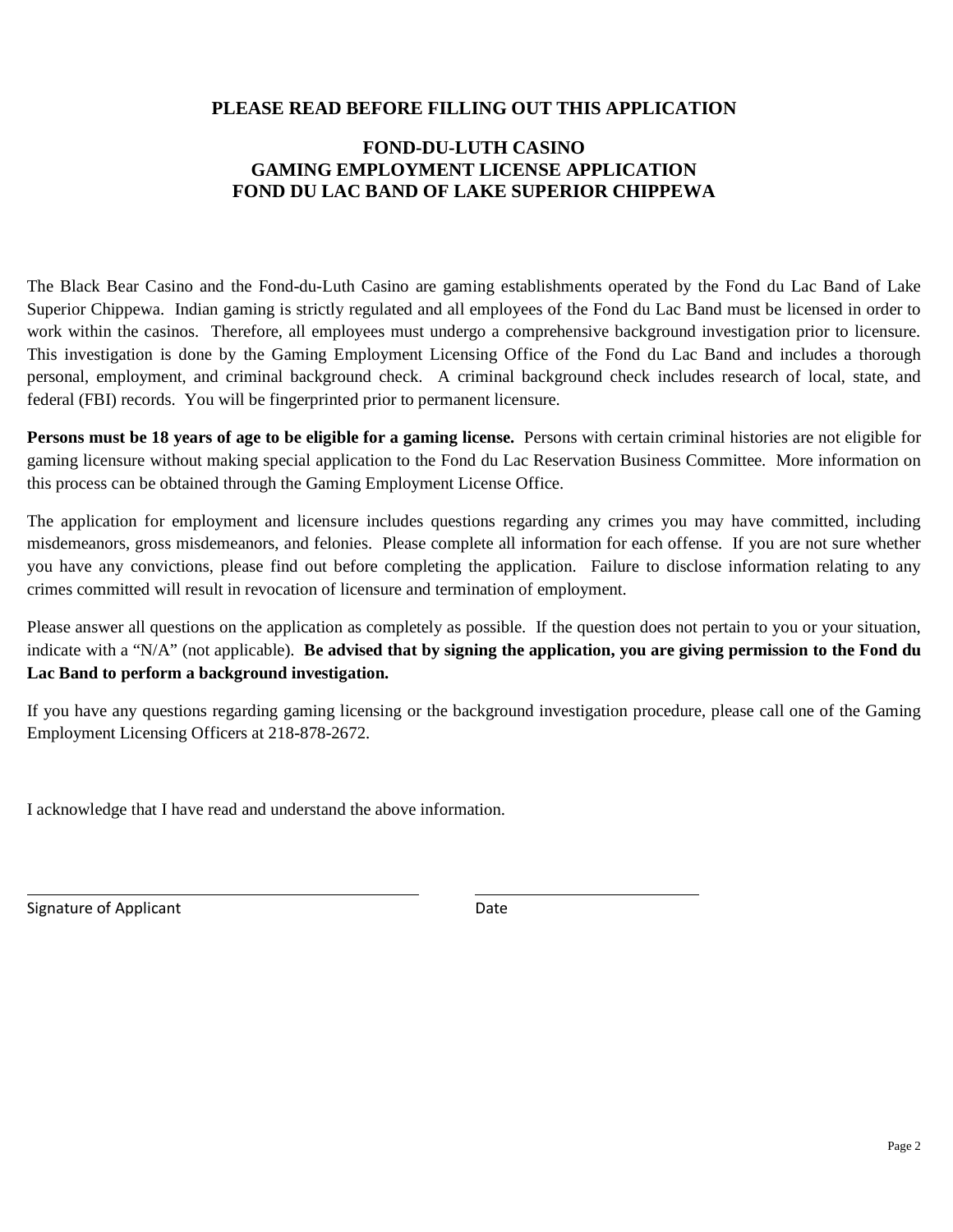## PLEASE READ BEFORE FILLING OUT THIS APPLICATION

## FOND-DU-LUTH CASINO
## GAMING EMPLOYMENT LICENSE APPLICATION
## FOND DU LAC BAND OF LAKE SUPERIOR CHIPPEWA

The Black Bear Casino and the Fond-du-Luth Casino are gaming establishments operated by the Fond du Lac Band of Lake Superior Chippewa. Indian gaming is strictly regulated and all employees of the Fond du Lac Band must be licensed in order to work within the casinos. Therefore, all employees must undergo a comprehensive background investigation prior to licensure. This investigation is done by the Gaming Employment Licensing Office of the Fond du Lac Band and includes a thorough personal, employment, and criminal background check. A criminal background check includes research of local, state, and federal (FBI) records. You will be fingerprinted prior to permanent licensure.

**Persons must be 18 years of age to be eligible for a gaming license.** Persons with certain criminal histories are not eligible for gaming licensure without making special application to the Fond du Lac Reservation Business Committee. More information on this process can be obtained through the Gaming Employment License Office.

The application for employment and licensure includes questions regarding any crimes you may have committed, including misdemeanors, gross misdemeanors, and felonies. Please complete all information for each offense. If you are not sure whether you have any convictions, please find out before completing the application. Failure to disclose information relating to any crimes committed will result in revocation of licensure and termination of employment.

Please answer all questions on the application as completely as possible. If the question does not pertain to you or your situation, indicate with a "N/A" (not applicable). **Be advised that by signing the application, you are giving permission to the Fond du Lac Band to perform a background investigation.**

If you have any questions regarding gaming licensing or the background investigation procedure, please call one of the Gaming Employment Licensing Officers at 218-878-2672.

I acknowledge that I have read and understand the above information.

\_\_\_\_\_\_\_\_\_\_\_\_\_\_\_\_\_\_\_\_\_\_\_\_\_\_\_\_\_\_\_\_\_\_\_\_\_\_ \_\_\_\_\_\_\_\_\_\_\_\_\_\_\_\_\_\_\_\_\_\_\_\_

Signature of Applicant Date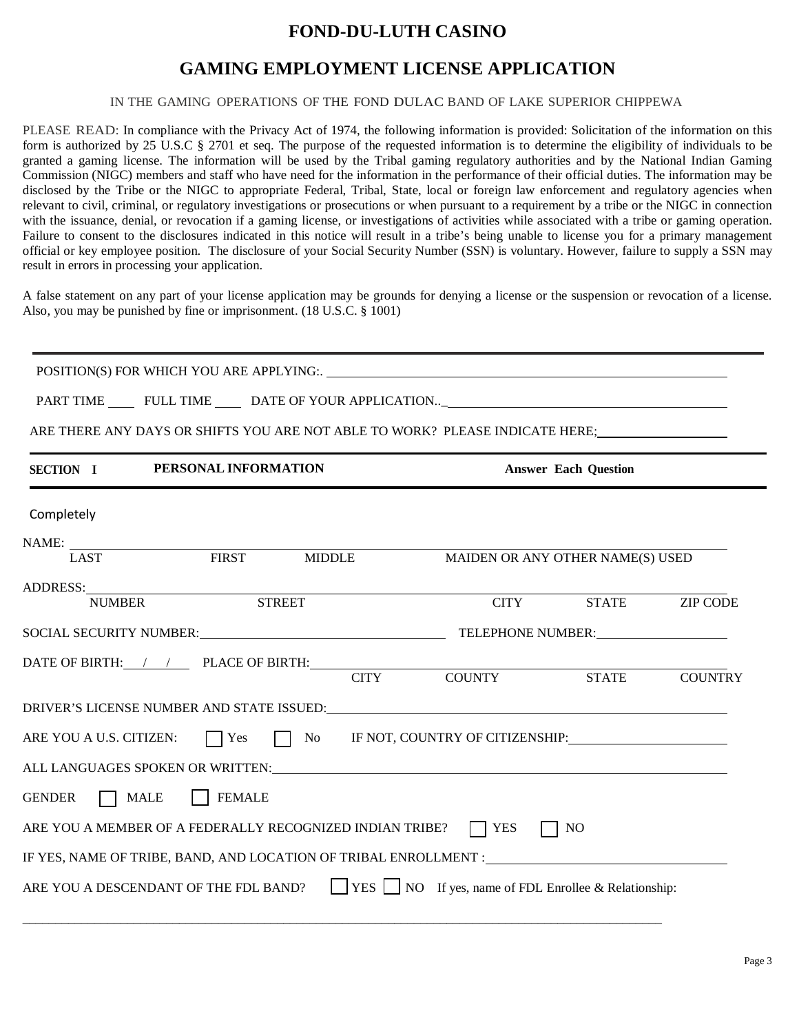# FOND-DU-LUTH CASINO

## GAMING EMPLOYMENT LICENSE APPLICATION

IN THE GAMING OPERATIONS OF THE FOND DULAC BAND OF LAKE SUPERIOR CHIPPEWA

PLEASE READ: In compliance with the Privacy Act of 1974, the following information is provided: Solicitation of the information on this form is authorized by 25 U.S.C § 2701 et seq. The purpose of the requested information is to determine the eligibility of individuals to be granted a gaming license. The information will be used by the Tribal gaming regulatory authorities and by the National Indian Gaming Commission (NIGC) members and staff who have need for the information in the performance of their official duties. The information may be disclosed by the Tribe or the NIGC to appropriate Federal, Tribal, State, local or foreign law enforcement and regulatory agencies when relevant to civil, criminal, or regulatory investigations or prosecutions or when pursuant to a requirement by a tribe or the NIGC in connection with the issuance, denial, or revocation if a gaming license, or investigations of activities while associated with a tribe or gaming operation. Failure to consent to the disclosures indicated in this notice will result in a tribe's being unable to license you for a primary management official or key employee position. The disclosure of your Social Security Number (SSN) is voluntary. However, failure to supply a SSN may result in errors in processing your application.

A false statement on any part of your license application may be grounds for denying a license or the suspension or revocation of a license. Also, you may be punished by fine or imprisonment. (18 U.S.C. § 1001)

---

POSITION(S) FOR WHICH YOU ARE APPLYING:. ____________________

PART TIME ____ FULL TIME ____ DATE OF YOUR APPLICATION.._ ____________________

ARE THERE ANY DAYS OR SHIFTS YOU ARE NOT ABLE TO WORK? PLEASE INDICATE HERE; ____________________

---

**SECTION I** **PERSONAL INFORMATION** **Answer Each Question Completely**

---

NAME: ____________________
LAST FIRST MIDDLE MAIDEN OR ANY OTHER NAME(S) USED

ADDRESS: ____________________
NUMBER STREET CITY STATE ZIP CODE

SOCIAL SECURITY NUMBER: ____________________ TELEPHONE NUMBER: ____________________

DATE OF BIRTH: ___/___/___ PLACE OF BIRTH: ____________________
CITY COUNTY STATE COUNTRY

DRIVER'S LICENSE NUMBER AND STATE ISSUED: ____________________

ARE YOU A U.S. CITIZEN: ☐ Yes ☐ No IF NOT, COUNTRY OF CITIZENSHIP: ____________________

ALL LANGUAGES SPOKEN OR WRITTEN: ____________________

GENDER ☐ MALE ☐ FEMALE

ARE YOU A MEMBER OF A FEDERALLY RECOGNIZED INDIAN TRIBE? ☐ YES ☐ NO

IF YES, NAME OF TRIBE, BAND, AND LOCATION OF TRIBAL ENROLLMENT : ____________________

ARE YOU A DESCENDANT OF THE FDL BAND? ☐ YES ☐ NO If yes, name of FDL Enrollee & Relationship:

____________________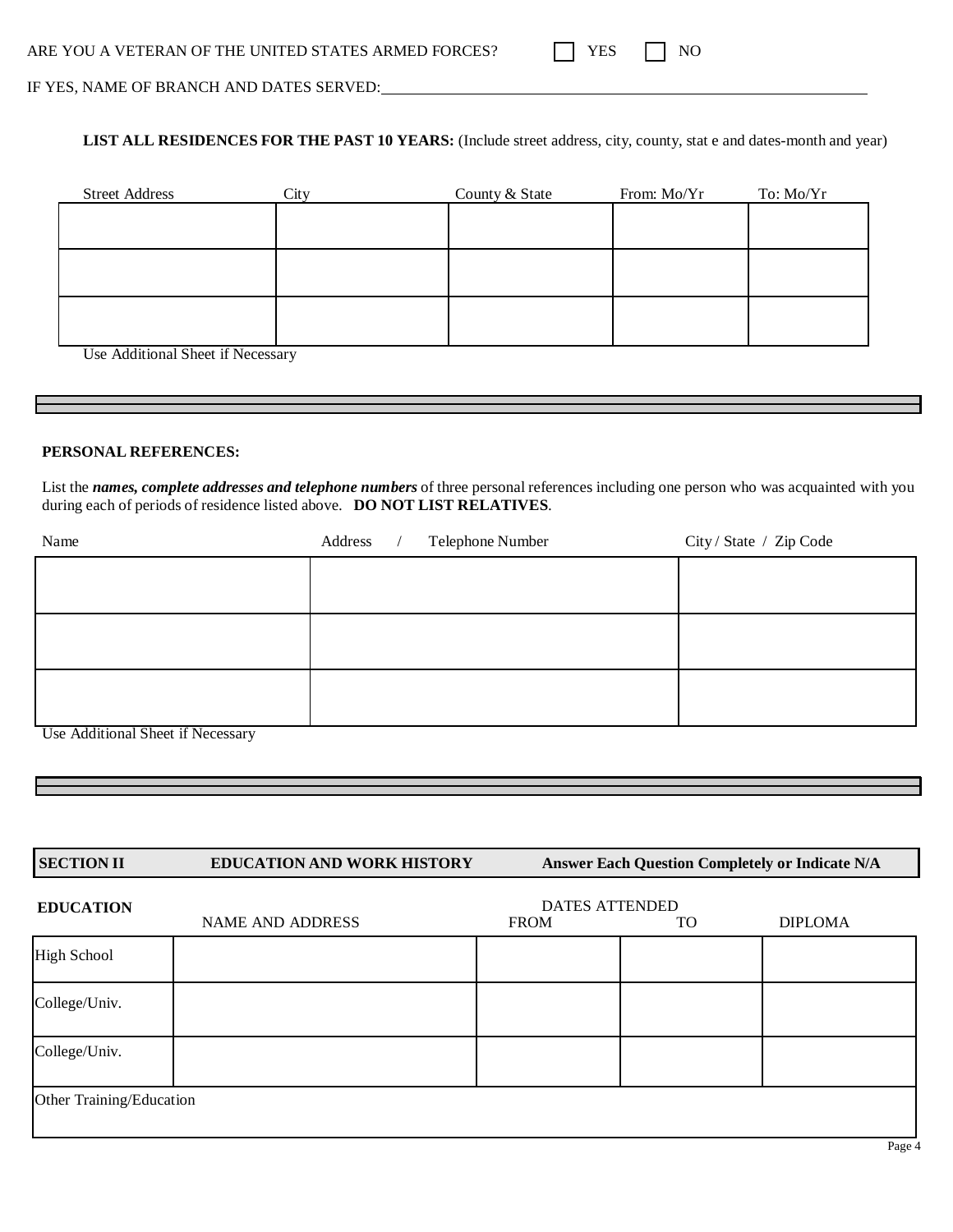ARE YOU A VETERAN OF THE UNITED STATES ARMED FORCES? ☐ YES ☐ NO

IF YES, NAME OF BRANCH AND DATES SERVED:\_\_\_\_\_\_\_\_\_\_\_\_\_\_\_\_\_\_\_\_\_\_\_\_\_\_\_\_\_\_\_\_\_\_\_\_\_\_\_\_

**LIST ALL RESIDENCES FOR THE PAST 10 YEARS:** (Include street address, city, county, stat e and dates-month and year)

| Street Address | City | County & State | From: Mo/Yr | To: Mo/Yr |
|---|---|---|---|---|
| | | | | |
| | | | | |
| | | | | |

Use Additional Sheet if Necessary

**PERSONAL REFERENCES:**

List the ***names, complete addresses and telephone numbers*** of three personal references including one person who was acquainted with you during each of periods of residence listed above. **DO NOT LIST RELATIVES**.

| Name | Address / Telephone Number | City / State / Zip Code |
|---|---|---|
| | | |
| | | |
| | | |

Use Additional Sheet if Necessary

**SECTION II EDUCATION AND WORK HISTORY Answer Each Question Completely or Indicate N/A**

| **EDUCATION** | NAME AND ADDRESS | DATES ATTENDED FROM | TO | DIPLOMA |
|---|---|---|---|---|
| High School | | | | |
| College/Univ. | | | | |
| College/Univ. | | | | |
| Other Training/Education | | | | |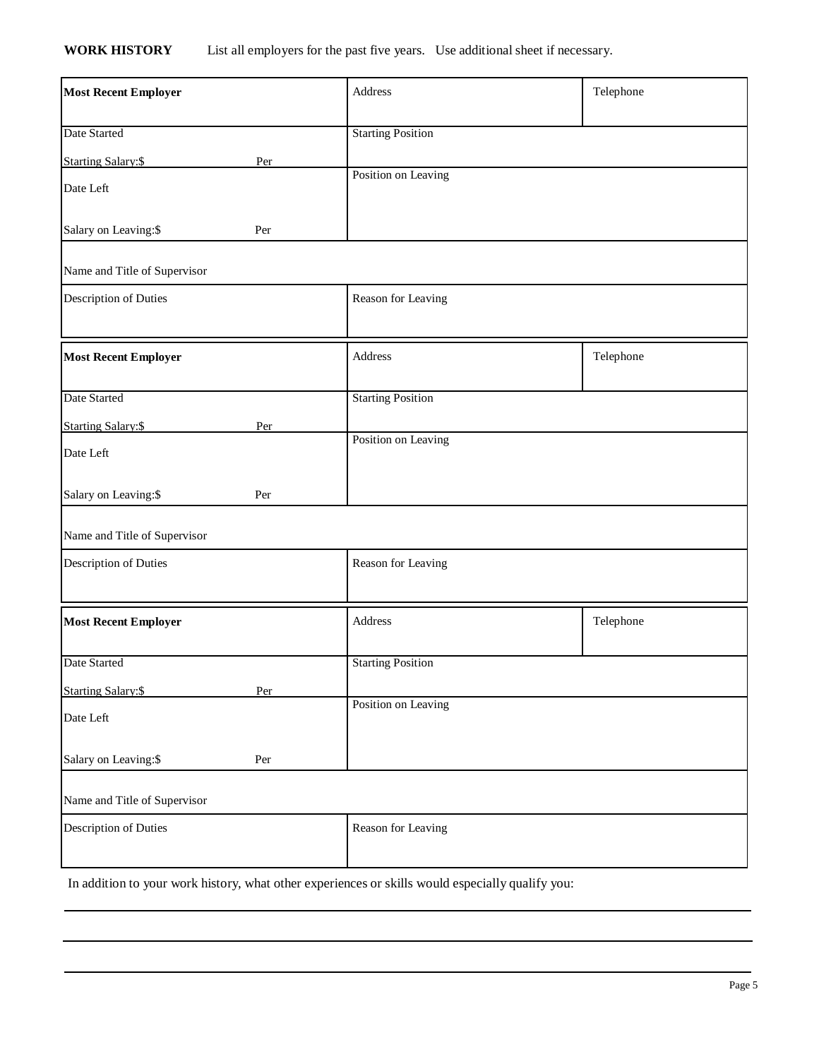**WORK HISTORY** List all employers for the past five years. Use additional sheet if necessary.

| **Most Recent Employer** | Address | Telephone |
|---|---|---|
| Date Started<br>Starting Salary:$ Per | Starting Position | |
| Date Left<br>Salary on Leaving:$ Per | Position on Leaving | |
| Name and Title of Supervisor | | |
| Description of Duties | Reason for Leaving | |

| **Most Recent Employer** | Address | Telephone |
|---|---|---|
| Date Started<br>Starting Salary:$ Per | Starting Position | |
| Date Left<br>Salary on Leaving:$ Per | Position on Leaving | |
| Name and Title of Supervisor | | |
| Description of Duties | Reason for Leaving | |

| **Most Recent Employer** | Address | Telephone |
|---|---|---|
| Date Started<br>Starting Salary:$ Per | Starting Position | |
| Date Left<br>Salary on Leaving:$ Per | Position on Leaving | |
| Name and Title of Supervisor | | |
| Description of Duties | Reason for Leaving | |

In addition to your work history, what other experiences or skills would especially qualify you:

___

___

___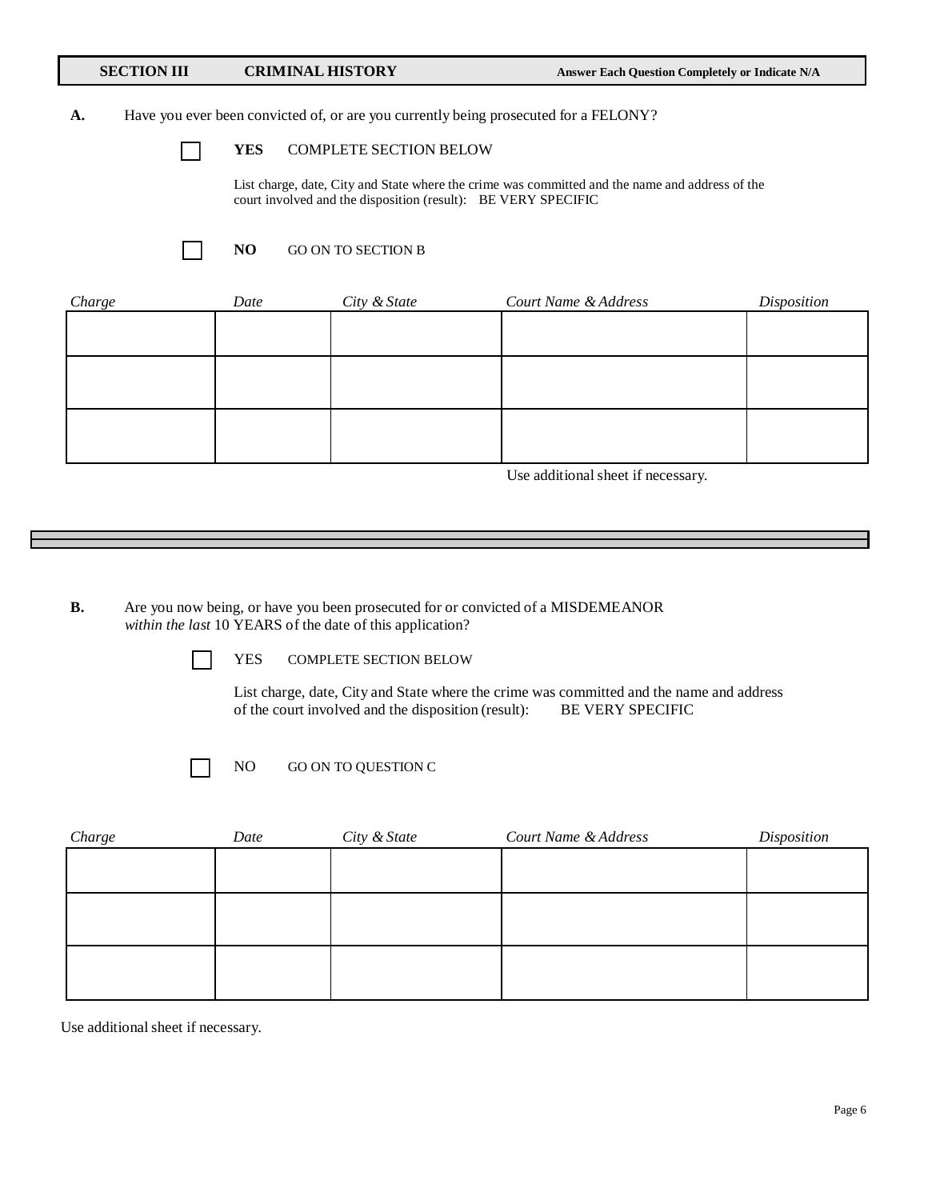## SECTION III CRIMINAL HISTORY

**Answer Each Question Completely or Indicate N/A**

**A.** Have you ever been convicted of, or are you currently being prosecuted for a FELONY?

☐ **YES** COMPLETE SECTION BELOW

List charge, date, City and State where the crime was committed and the name and address of the court involved and the disposition (result): BE VERY SPECIFIC

☐ **NO** GO ON TO SECTION B

| *Charge* | *Date* | *City & State* | *Court Name & Address* | *Disposition* |
|---|---|---|---|---|
| | | | | |
| | | | | |
| | | | | |

Use additional sheet if necessary.

---

**B.** Are you now being, or have you been prosecuted for or convicted of a MISDEMEANOR *within the last* 10 YEARS of the date of this application?

☐ YES COMPLETE SECTION BELOW

List charge, date, City and State where the crime was committed and the name and address of the court involved and the disposition (result): BE VERY SPECIFIC

☐ NO GO ON TO QUESTION C

| *Charge* | *Date* | *City & State* | *Court Name & Address* | *Disposition* |
|---|---|---|---|---|
| | | | | |
| | | | | |
| | | | | |

Use additional sheet if necessary.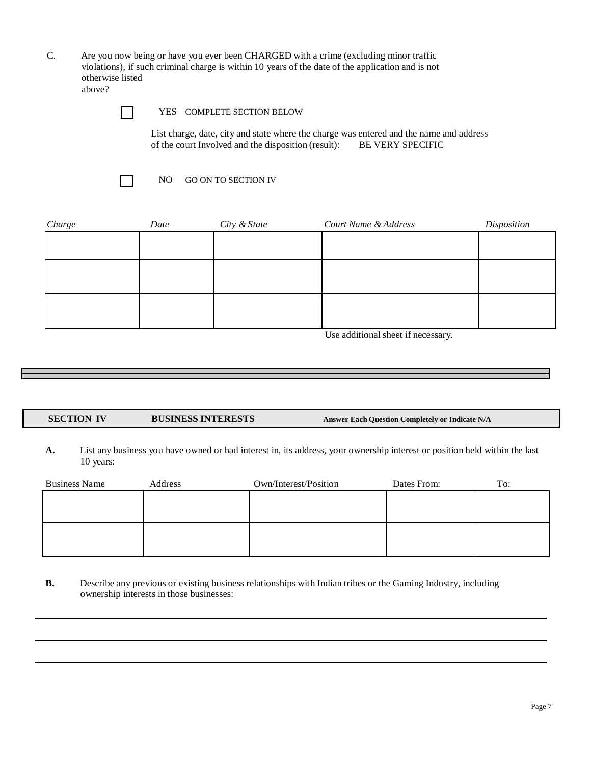C. Are you now being or have you ever been CHARGED with a crime (excluding minor traffic violations), if such criminal charge is within 10 years of the date of the application and is not otherwise listed above?

☐ YES COMPLETE SECTION BELOW

List charge, date, city and state where the charge was entered and the name and address of the court Involved and the disposition (result): BE VERY SPECIFIC

☐ NO GO ON TO SECTION IV

| *Charge* | *Date* | *City & State* | *Court Name & Address* | *Disposition* |
|---|---|---|---|---|
| | | | | |
| | | | | |
| | | | | |

Use additional sheet if necessary.

## SECTION IV BUSINESS INTERESTS

**Answer Each Question Completely or Indicate N/A**

**A.** List any business you have owned or had interest in, its address, your ownership interest or position held within the last 10 years:

| Business Name | Address | Own/Interest/Position | Dates From: | To: |
|---|---|---|---|---|
| | | | | |
| | | | | |

**B.** Describe any previous or existing business relationships with Indian tribes or the Gaming Industry, including ownership interests in those businesses:

\_\_\_\_\_\_\_\_\_\_\_\_\_\_\_\_\_\_\_\_\_\_\_\_\_\_\_\_\_\_\_\_\_\_\_\_\_\_\_\_\_\_\_\_\_\_\_\_\_\_\_\_\_\_\_\_\_\_\_\_

\_\_\_\_\_\_\_\_\_\_\_\_\_\_\_\_\_\_\_\_\_\_\_\_\_\_\_\_\_\_\_\_\_\_\_\_\_\_\_\_\_\_\_\_\_\_\_\_\_\_\_\_\_\_\_\_\_\_\_\_

\_\_\_\_\_\_\_\_\_\_\_\_\_\_\_\_\_\_\_\_\_\_\_\_\_\_\_\_\_\_\_\_\_\_\_\_\_\_\_\_\_\_\_\_\_\_\_\_\_\_\_\_\_\_\_\_\_\_\_\_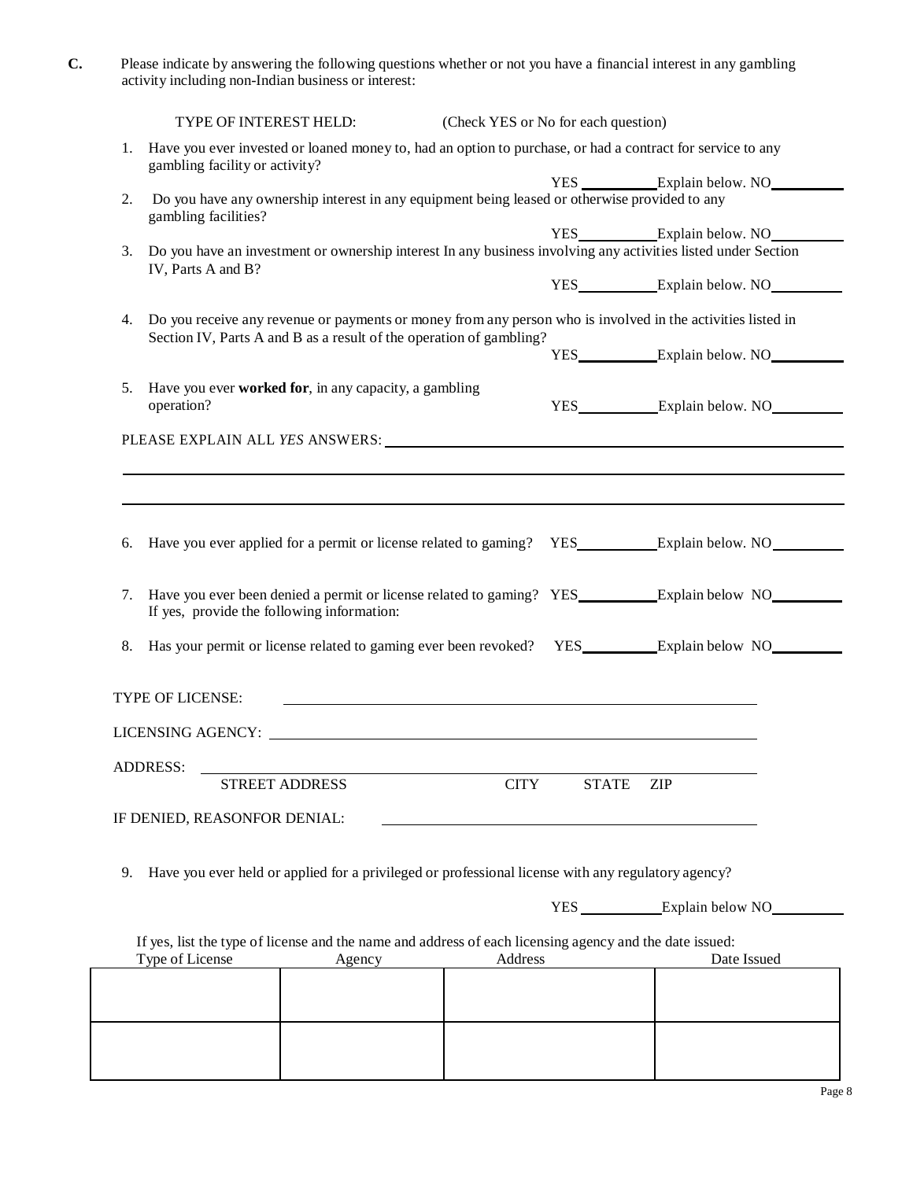**C.** Please indicate by answering the following questions whether or not you have a financial interest in any gambling activity including non-Indian business or interest:

TYPE OF INTEREST HELD: (Check YES or No for each question)

1. Have you ever invested or loaned money to, had an option to purchase, or had a contract for service to any gambling facility or activity?

   YES \_\_\_\_\_\_\_\_\_\_ Explain below. NO\_\_\_\_\_\_\_\_\_\_

2. Do you have any ownership interest in any equipment being leased or otherwise provided to any gambling facilities?

   YES\_\_\_\_\_\_\_\_\_\_ Explain below. NO\_\_\_\_\_\_\_\_\_\_

3. Do you have an investment or ownership interest In any business involving any activities listed under Section IV, Parts A and B?

   YES\_\_\_\_\_\_\_\_\_\_ Explain below. NO\_\_\_\_\_\_\_\_\_\_

4. Do you receive any revenue or payments or money from any person who is involved in the activities listed in Section IV, Parts A and B as a result of the operation of gambling?

   YES\_\_\_\_\_\_\_\_\_\_ Explain below. NO\_\_\_\_\_\_\_\_\_\_

5. Have you ever **worked for**, in any capacity, a gambling operation?

   YES\_\_\_\_\_\_\_\_\_\_ Explain below. NO\_\_\_\_\_\_\_\_\_\_

PLEASE EXPLAIN ALL *YES* ANSWERS: \_\_\_\_\_\_\_\_\_\_\_\_\_\_\_\_\_\_\_\_\_\_\_\_\_\_\_\_\_\_\_\_\_\_\_\_\_\_\_\_

\_\_\_\_\_\_\_\_\_\_\_\_\_\_\_\_\_\_\_\_\_\_\_\_\_\_\_\_\_\_\_\_\_\_\_\_\_\_\_\_\_\_\_\_\_\_\_\_\_\_\_\_\_\_\_\_\_\_\_\_\_\_\_\_\_\_\_\_\_\_\_\_\_\_

\_\_\_\_\_\_\_\_\_\_\_\_\_\_\_\_\_\_\_\_\_\_\_\_\_\_\_\_\_\_\_\_\_\_\_\_\_\_\_\_\_\_\_\_\_\_\_\_\_\_\_\_\_\_\_\_\_\_\_\_\_\_\_\_\_\_\_\_\_\_\_\_\_\_

6. Have you ever applied for a permit or license related to gaming? YES\_\_\_\_\_\_\_\_\_\_ Explain below. NO\_\_\_\_\_\_\_\_\_\_

7. Have you ever been denied a permit or license related to gaming? YES\_\_\_\_\_\_\_\_\_\_ Explain below NO\_\_\_\_\_\_\_\_\_\_
   If yes, provide the following information:

8. Has your permit or license related to gaming ever been revoked? YES\_\_\_\_\_\_\_\_\_\_ Explain below NO\_\_\_\_\_\_\_\_\_\_

TYPE OF LICENSE: \_\_\_\_\_\_\_\_\_\_\_\_\_\_\_\_\_\_\_\_\_\_\_\_\_\_\_\_\_\_\_\_\_\_\_\_\_\_\_\_

LICENSING AGENCY: \_\_\_\_\_\_\_\_\_\_\_\_\_\_\_\_\_\_\_\_\_\_\_\_\_\_\_\_\_\_\_\_\_\_\_\_\_\_\_\_

ADDRESS: \_\_\_\_\_\_\_\_\_\_\_\_\_\_\_\_\_\_\_\_\_\_\_\_\_\_\_\_\_\_\_\_\_\_\_\_\_\_\_\_
STREET ADDRESS CITY STATE ZIP

IF DENIED, REASONFOR DENIAL: \_\_\_\_\_\_\_\_\_\_\_\_\_\_\_\_\_\_\_\_\_\_\_\_\_\_\_\_\_\_\_\_\_\_\_\_\_\_\_\_

9. Have you ever held or applied for a privileged or professional license with any regulatory agency?

   YES \_\_\_\_\_\_\_\_\_\_ Explain below NO\_\_\_\_\_\_\_\_\_\_

If yes, list the type of license and the name and address of each licensing agency and the date issued:

| Type of License | Agency | Address | Date Issued |
| --- | --- | --- | --- |
| | | | |
| | | | |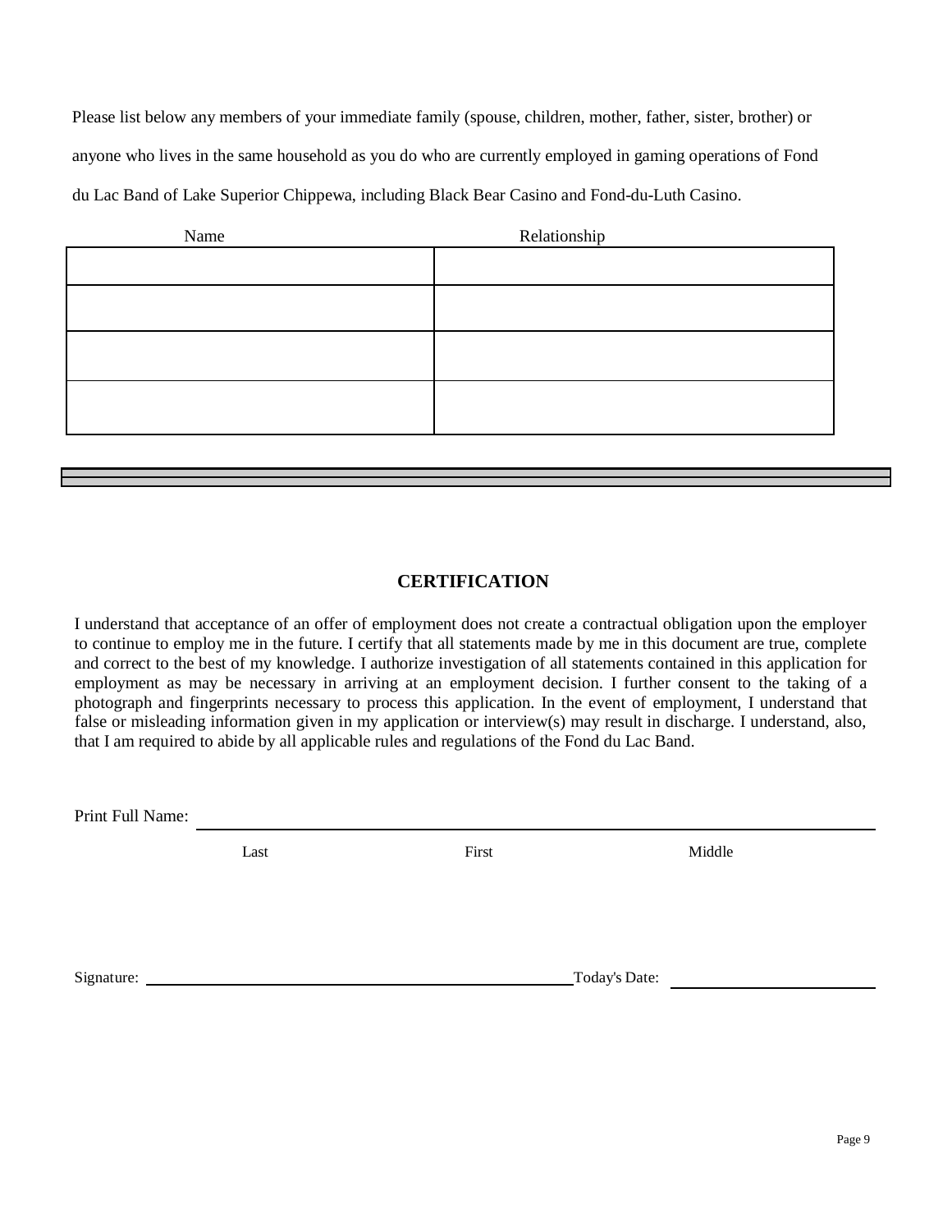Please list below any members of your immediate family (spouse, children, mother, father, sister, brother) or anyone who lives in the same household as you do who are currently employed in gaming operations of Fond du Lac Band of Lake Superior Chippewa, including Black Bear Casino and Fond-du-Luth Casino.

| Name | Relationship |
|---|---|
| | |
| | |
| | |
| | |

## CERTIFICATION

I understand that acceptance of an offer of employment does not create a contractual obligation upon the employer to continue to employ me in the future. I certify that all statements made by me in this document are true, complete and correct to the best of my knowledge. I authorize investigation of all statements contained in this application for employment as may be necessary in arriving at an employment decision. I further consent to the taking of a photograph and fingerprints necessary to process this application. In the event of employment, I understand that false or misleading information given in my application or interview(s) may result in discharge. I understand, also, that I am required to abide by all applicable rules and regulations of the Fond du Lac Band.

Print Full Name: ______________________________________________

Last First Middle

Signature: ______________________________ Today's Date: ______________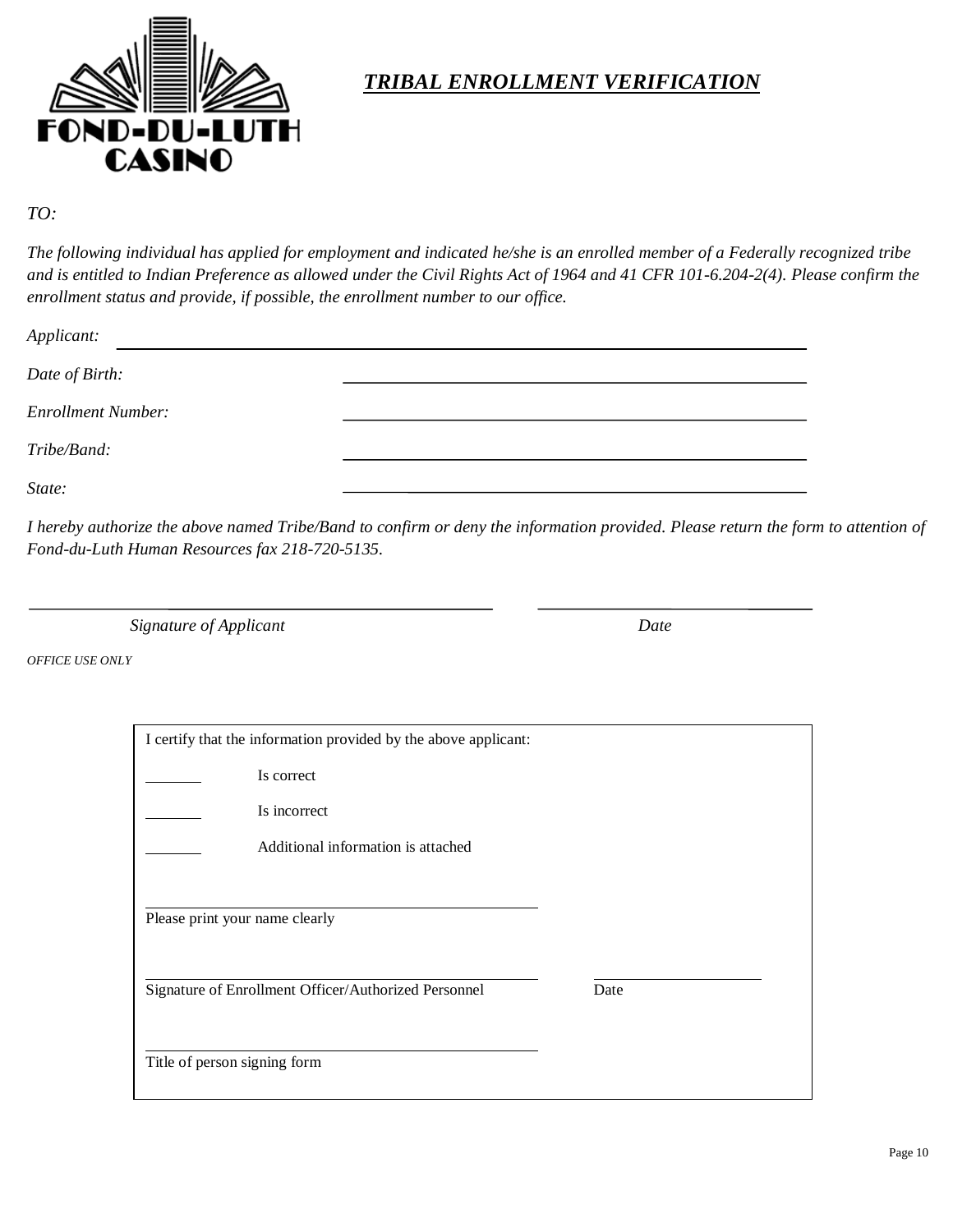FOND-DU-LUTH CASINO

# *TRIBAL ENROLLMENT VERIFICATION*

*TO:*

*The following individual has applied for employment and indicated he/she is an enrolled member of a Federally recognized tribe and is entitled to Indian Preference as allowed under the Civil Rights Act of 1964 and 41 CFR 101-6.204-2(4). Please confirm the enrollment status and provide, if possible, the enrollment number to our office.*

*Applicant:* ______________________________________________

*Date of Birth:* ______________________________________________

*Enrollment Number:* ______________________________________________

*Tribe/Band:* ______________________________________________

*State:* ______________________________________________

*I hereby authorize the above named Tribe/Band to confirm or deny the information provided. Please return the form to attention of Fond-du-Luth Human Resources fax 218-720-5135.*

______________________________ ______________________

*Signature of Applicant* *Date*

*OFFICE USE ONLY*

I certify that the information provided by the above applicant:

_______ Is correct

_______ Is incorrect

_______ Additional information is attached

______________________________________________
Please print your name clearly

______________________________________________ ____________________
Signature of Enrollment Officer/Authorized Personnel Date

______________________________________________
Title of person signing form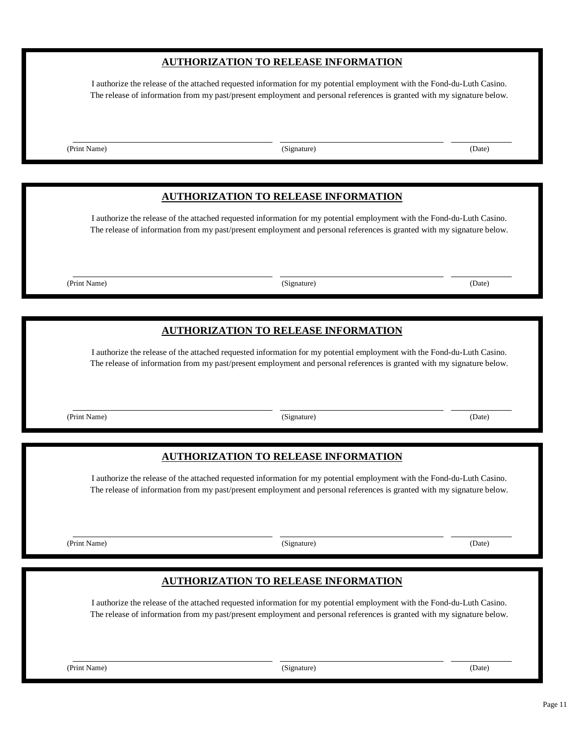## AUTHORIZATION TO RELEASE INFORMATION

I authorize the release of the attached requested information for my potential employment with the Fond-du-Luth Casino. The release of information from my past/present employment and personal references is granted with my signature below.

______________________________ ______________________________ ____________

(Print Name) (Signature) (Date)

## AUTHORIZATION TO RELEASE INFORMATION

I authorize the release of the attached requested information for my potential employment with the Fond-du-Luth Casino. The release of information from my past/present employment and personal references is granted with my signature below.

______________________________ ______________________________ ____________

(Print Name) (Signature) (Date)

## AUTHORIZATION TO RELEASE INFORMATION

I authorize the release of the attached requested information for my potential employment with the Fond-du-Luth Casino. The release of information from my past/present employment and personal references is granted with my signature below.

______________________________ ______________________________ ____________

(Print Name) (Signature) (Date)

## AUTHORIZATION TO RELEASE INFORMATION

I authorize the release of the attached requested information for my potential employment with the Fond-du-Luth Casino. The release of information from my past/present employment and personal references is granted with my signature below.

______________________________ ______________________________ ____________

(Print Name) (Signature) (Date)

## AUTHORIZATION TO RELEASE INFORMATION

I authorize the release of the attached requested information for my potential employment with the Fond-du-Luth Casino. The release of information from my past/present employment and personal references is granted with my signature below.

______________________________ ______________________________ ____________

(Print Name) (Signature) (Date)